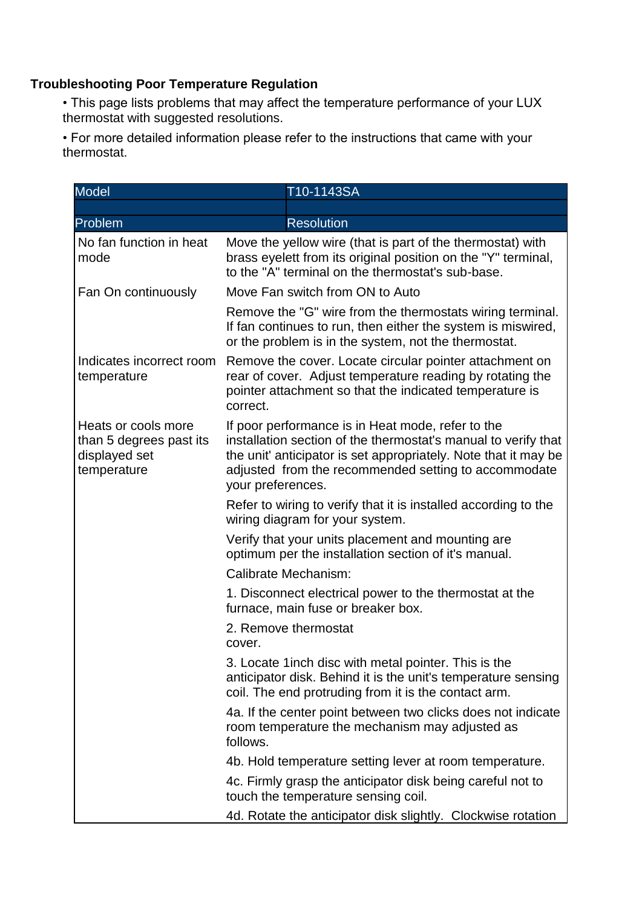### Troubleshooting Poor Temperature Regulation

- This page lists problems that may affect the temperature performance of your LUX thermostat with suggested resolutions.
- For more detailed information please refer to the instructions that came with your thermostat.

| Model | T10-1143SA |
|---|---|
| | |
| **Problem** | **Resolution** |
| No fan function in heat mode | Move the yellow wire (that is part of the thermostat) with brass eyelett from its original position on the "Y" terminal, to the "A" terminal on the thermostat's sub-base. |
| Fan On continuously | Move Fan switch from ON to Auto |
| | Remove the "G" wire from the thermostats wiring terminal. If fan continues to run, then either the system is miswired, or the problem is in the system, not the thermostat. |
| Indicates incorrect room temperature | Remove the cover. Locate circular pointer attachment on rear of cover. Adjust temperature reading by rotating the pointer attachment so that the indicated temperature is correct. |
| Heats or cools more than 5 degrees past its displayed set temperature | If poor performance is in Heat mode, refer to the installation section of the thermostat's manual to verify that the unit' anticipator is set appropriately. Note that it may be adjusted from the recommended setting to accommodate your preferences. |
| | Refer to wiring to verify that it is installed according to the wiring diagram for your system. |
| | Verify that your units placement and mounting are optimum per the installation section of it's manual. |
| | Calibrate Mechanism: |
| | 1. Disconnect electrical power to the thermostat at the furnace, main fuse or breaker box. |
| | 2. Remove thermostat cover. |
| | 3. Locate 1inch disc with metal pointer. This is the anticipator disk. Behind it is the unit's temperature sensing coil. The end protruding from it is the contact arm. |
| | 4a. If the center point between two clicks does not indicate room temperature the mechanism may adjusted as follows. |
| | 4b. Hold temperature setting lever at room temperature. |
| | 4c. Firmly grasp the anticipator disk being careful not to touch the temperature sensing coil. |
| | 4d. Rotate the anticipator disk slightly. Clockwise rotation |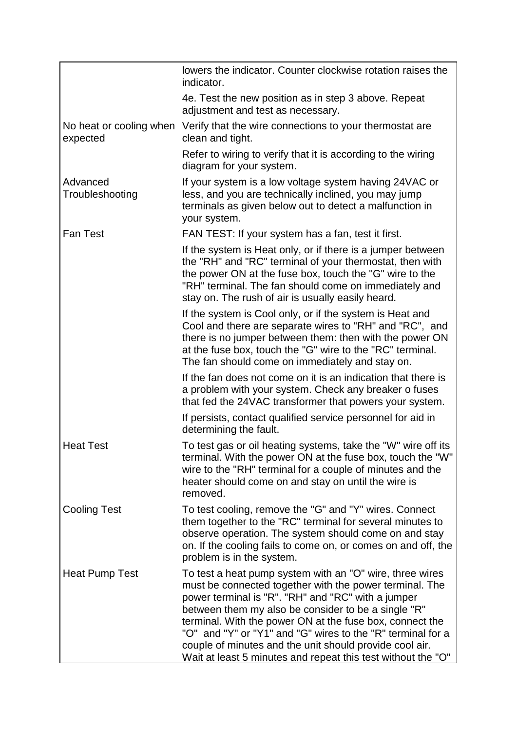| | |
|---|---|
| | lowers the indicator. Counter clockwise rotation raises the indicator.<br><br>4e. Test the new position as in step 3 above. Repeat adjustment and test as necessary. |
| No heat or cooling when expected | Verify that the wire connections to your thermostat are clean and tight.<br><br>Refer to wiring to verify that it is according to the wiring diagram for your system. |
| Advanced Troubleshooting | If your system is a low voltage system having 24VAC or less, and you are technically inclined, you may jump terminals as given below out to detect a malfunction in your system. |
| Fan Test | FAN TEST: If your system has a fan, test it first.<br><br>If the system is Heat only, or if there is a jumper between the "RH" and "RC" terminal of your thermostat, then with the power ON at the fuse box, touch the "G" wire to the "RH" terminal. The fan should come on immediately and stay on. The rush of air is usually easily heard.<br><br>If the system is Cool only, or if the system is Heat and Cool and there are separate wires to "RH" and "RC", and there is no jumper between them: then with the power ON at the fuse box, touch the "G" wire to the "RC" terminal. The fan should come on immediately and stay on.<br><br>If the fan does not come on it is an indication that there is a problem with your system. Check any breaker o fuses that fed the 24VAC transformer that powers your system.<br><br>If persists, contact qualified service personnel for aid in determining the fault. |
| Heat Test | To test gas or oil heating systems, take the "W" wire off its terminal. With the power ON at the fuse box, touch the "W" wire to the "RH" terminal for a couple of minutes and the heater should come on and stay on until the wire is removed. |
| Cooling Test | To test cooling, remove the "G" and "Y" wires. Connect them together to the "RC" terminal for several minutes to observe operation. The system should come on and stay on. If the cooling fails to come on, or comes on and off, the problem is in the system. |
| Heat Pump Test | To test a heat pump system with an "O" wire, three wires must be connected together with the power terminal. The power terminal is "R". "RH" and "RC" with a jumper between them my also be consider to be a single "R" terminal. With the power ON at the fuse box, connect the "O" and "Y" or "Y1" and "G" wires to the "R" terminal for a couple of minutes and the unit should provide cool air. Wait at least 5 minutes and repeat this test without the "O" |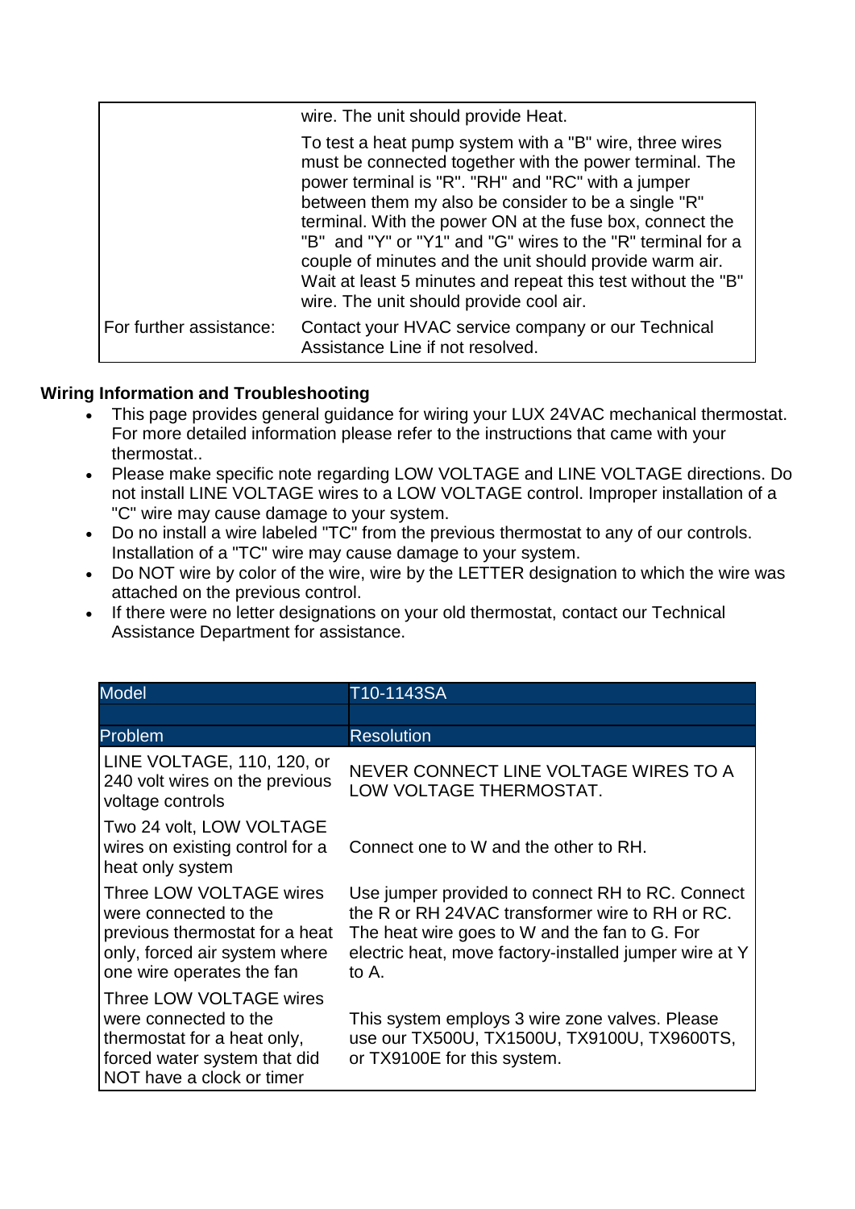| | |
|---|---|
| | wire. The unit should provide Heat.<br><br>To test a heat pump system with a "B" wire, three wires must be connected together with the power terminal. The power terminal is "R". "RH" and "RC" with a jumper between them my also be consider to be a single "R" terminal. With the power ON at the fuse box, connect the "B"  and "Y" or "Y1" and "G" wires to the "R" terminal for a couple of minutes and the unit should provide warm air. Wait at least 5 minutes and repeat this test without the "B" wire. The unit should provide cool air. |
| For further assistance: | Contact your HVAC service company or our Technical Assistance Line if not resolved. |

**Wiring Information and Troubleshooting**

- This page provides general guidance for wiring your LUX 24VAC mechanical thermostat. For more detailed information please refer to the instructions that came with your thermostat..
- Please make specific note regarding LOW VOLTAGE and LINE VOLTAGE directions. Do not install LINE VOLTAGE wires to a LOW VOLTAGE control. Improper installation of a "C" wire may cause damage to your system.
- Do no install a wire labeled "TC" from the previous thermostat to any of our controls. Installation of a "TC" wire may cause damage to your system.
- Do NOT wire by color of the wire, wire by the LETTER designation to which the wire was attached on the previous control.
- If there were no letter designations on your old thermostat, contact our Technical Assistance Department for assistance.

| Model | T10-1143SA |
|---|---|
| | |
| Problem | Resolution |
| LINE VOLTAGE, 110, 120, or 240 volt wires on the previous voltage controls | NEVER CONNECT LINE VOLTAGE WIRES TO A LOW VOLTAGE THERMOSTAT. |
| Two 24 volt, LOW VOLTAGE wires on existing control for a heat only system | Connect one to W and the other to RH. |
| Three LOW VOLTAGE wires were connected to the previous thermostat for a heat only, forced air system where one wire operates the fan | Use jumper provided to connect RH to RC. Connect the R or RH 24VAC transformer wire to RH or RC. The heat wire goes to W and the fan to G. For electric heat, move factory-installed jumper wire at Y to A. |
| Three LOW VOLTAGE wires were connected to the thermostat for a heat only, forced water system that did NOT have a clock or timer | This system employs 3 wire zone valves. Please use our TX500U, TX1500U, TX9100U, TX9600TS, or TX9100E for this system. |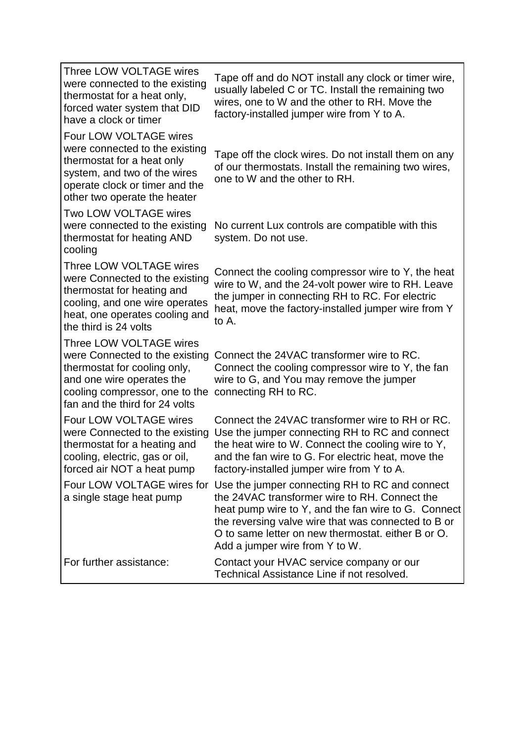| | |
|---|---|
| Three LOW VOLTAGE wires were connected to the existing thermostat for a heat only, forced water system that DID have a clock or timer | Tape off and do NOT install any clock or timer wire, usually labeled C or TC. Install the remaining two wires, one to W and the other to RH. Move the factory-installed jumper wire from Y to A. |
| Four LOW VOLTAGE wires were connected to the existing thermostat for a heat only system, and two of the wires operate clock or timer and the other two operate the heater | Tape off the clock wires. Do not install them on any of our thermostats. Install the remaining two wires, one to W and the other to RH. |
| Two LOW VOLTAGE wires were connected to the existing thermostat for heating AND cooling | No current Lux controls are compatible with this system. Do not use. |
| Three LOW VOLTAGE wires were Connected to the existing thermostat for heating and cooling, and one wire operates heat, one operates cooling and the third is 24 volts | Connect the cooling compressor wire to Y, the heat wire to W, and the 24-volt power wire to RH. Leave the jumper in connecting RH to RC. For electric heat, move the factory-installed jumper wire from Y to A. |
| Three LOW VOLTAGE wires were Connected to the existing thermostat for cooling only, and one wire operates the cooling compressor, one to the fan and the third for 24 volts | Connect the 24VAC transformer wire to RC. Connect the cooling compressor wire to Y, the fan wire to G, and You may remove the jumper connecting RH to RC. |
| Four LOW VOLTAGE wires were Connected to the existing thermostat for a heating and cooling, electric, gas or oil, forced air NOT a heat pump | Connect the 24VAC transformer wire to RH or RC. Use the jumper connecting RH to RC and connect the heat wire to W. Connect the cooling wire to Y, and the fan wire to G. For electric heat, move the factory-installed jumper wire from Y to A. |
| Four LOW VOLTAGE wires for a single stage heat pump | Use the jumper connecting RH to RC and connect the 24VAC transformer wire to RH. Connect the heat pump wire to Y, and the fan wire to G. Connect the reversing valve wire that was connected to B or O to same letter on new thermostat. either B or O. Add a jumper wire from Y to W. |
| For further assistance: | Contact your HVAC service company or our Technical Assistance Line if not resolved. |